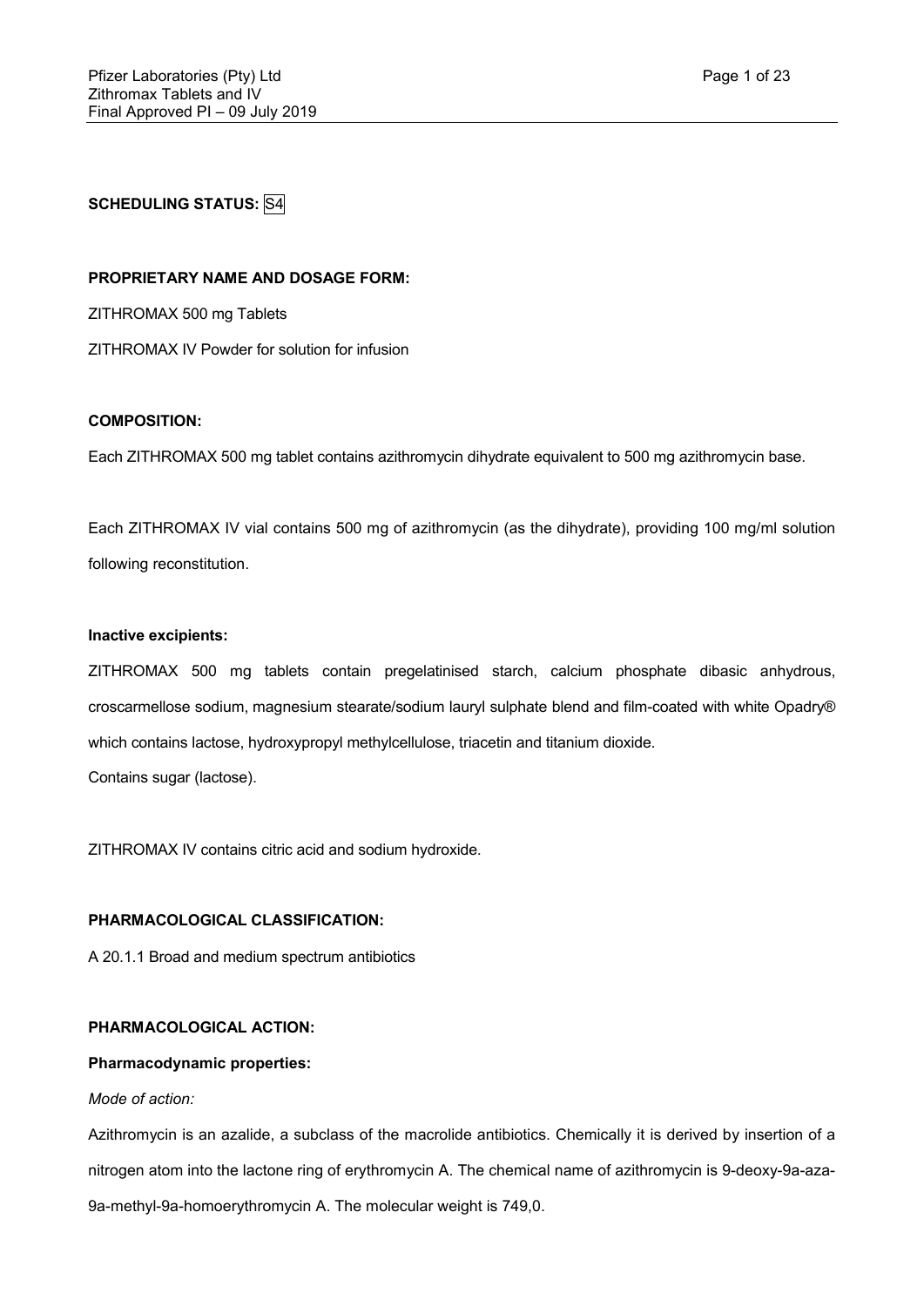**SCHEDULING STATUS:** S4

**PROPRIETARY NAME AND DOSAGE FORM:**

ZITHROMAX 500 mg Tablets

ZITHROMAX IV Powder for solution for infusion

**COMPOSITION:**

Each ZITHROMAX 500 mg tablet contains azithromycin dihydrate equivalent to 500 mg azithromycin base.

Each ZITHROMAX IV vial contains 500 mg of azithromycin (as the dihydrate), providing 100 mg/ml solution following reconstitution.

**Inactive excipients:**

ZITHROMAX 500 mg tablets contain pregelatinised starch, calcium phosphate dibasic anhydrous, croscarmellose sodium, magnesium stearate/sodium lauryl sulphate blend and film-coated with white Opadry® which contains lactose, hydroxypropyl methylcellulose, triacetin and titanium dioxide.

Contains sugar (lactose).

ZITHROMAX IV contains citric acid and sodium hydroxide.

**PHARMACOLOGICAL CLASSIFICATION:**

A 20.1.1 Broad and medium spectrum antibiotics

**PHARMACOLOGICAL ACTION:**

**Pharmacodynamic properties:**

*Mode of action:*

Azithromycin is an azalide, a subclass of the macrolide antibiotics. Chemically it is derived by insertion of a nitrogen atom into the lactone ring of erythromycin A. The chemical name of azithromycin is 9-deoxy-9a-aza-9a-methyl-9a-homoerythromycin A. The molecular weight is 749,0.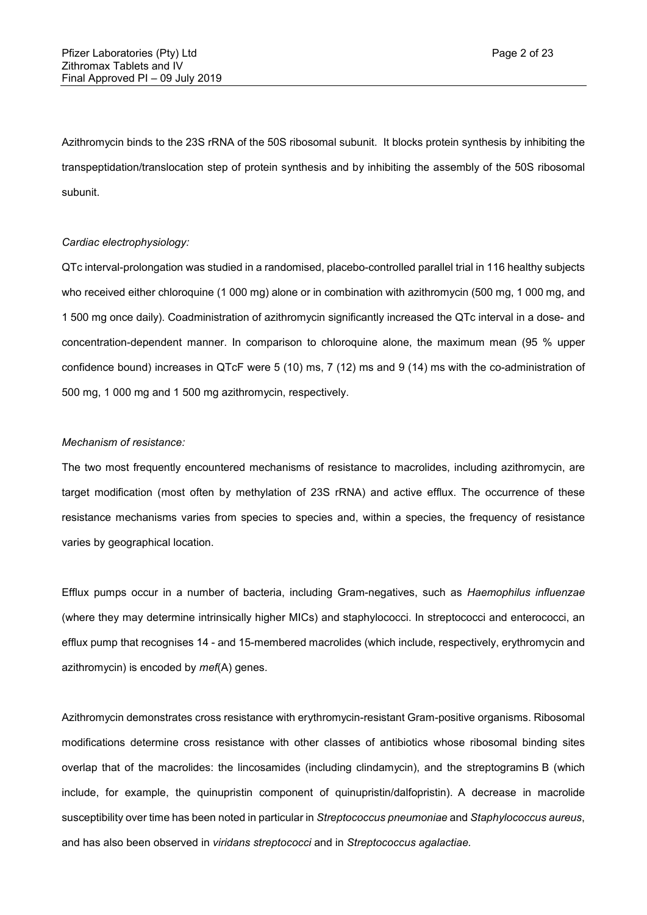Azithromycin binds to the 23S rRNA of the 50S ribosomal subunit. It blocks protein synthesis by inhibiting the transpeptidation/translocation step of protein synthesis and by inhibiting the assembly of the 50S ribosomal subunit.

*Cardiac electrophysiology:*

QTc interval-prolongation was studied in a randomised, placebo-controlled parallel trial in 116 healthy subjects who received either chloroquine (1 000 mg) alone or in combination with azithromycin (500 mg, 1 000 mg, and 1 500 mg once daily). Coadministration of azithromycin significantly increased the QTc interval in a dose- and concentration-dependent manner. In comparison to chloroquine alone, the maximum mean (95 % upper confidence bound) increases in QTcF were 5 (10) ms, 7 (12) ms and 9 (14) ms with the co-administration of 500 mg, 1 000 mg and 1 500 mg azithromycin, respectively.

*Mechanism of resistance:*

The two most frequently encountered mechanisms of resistance to macrolides, including azithromycin, are target modification (most often by methylation of 23S rRNA) and active efflux. The occurrence of these resistance mechanisms varies from species to species and, within a species, the frequency of resistance varies by geographical location.

Efflux pumps occur in a number of bacteria, including Gram-negatives, such as *Haemophilus influenzae* (where they may determine intrinsically higher MICs) and staphylococci. In streptococci and enterococci, an efflux pump that recognises 14 - and 15-membered macrolides (which include, respectively, erythromycin and azithromycin) is encoded by *mef*(A) genes.

Azithromycin demonstrates cross resistance with erythromycin-resistant Gram-positive organisms. Ribosomal modifications determine cross resistance with other classes of antibiotics whose ribosomal binding sites overlap that of the macrolides: the lincosamides (including clindamycin), and the streptogramins B (which include, for example, the quinupristin component of quinupristin/dalfopristin). A decrease in macrolide susceptibility over time has been noted in particular in *Streptococcus pneumoniae* and *Staphylococcus aureus*, and has also been observed in *viridans streptococci* and in *Streptococcus agalactiae.*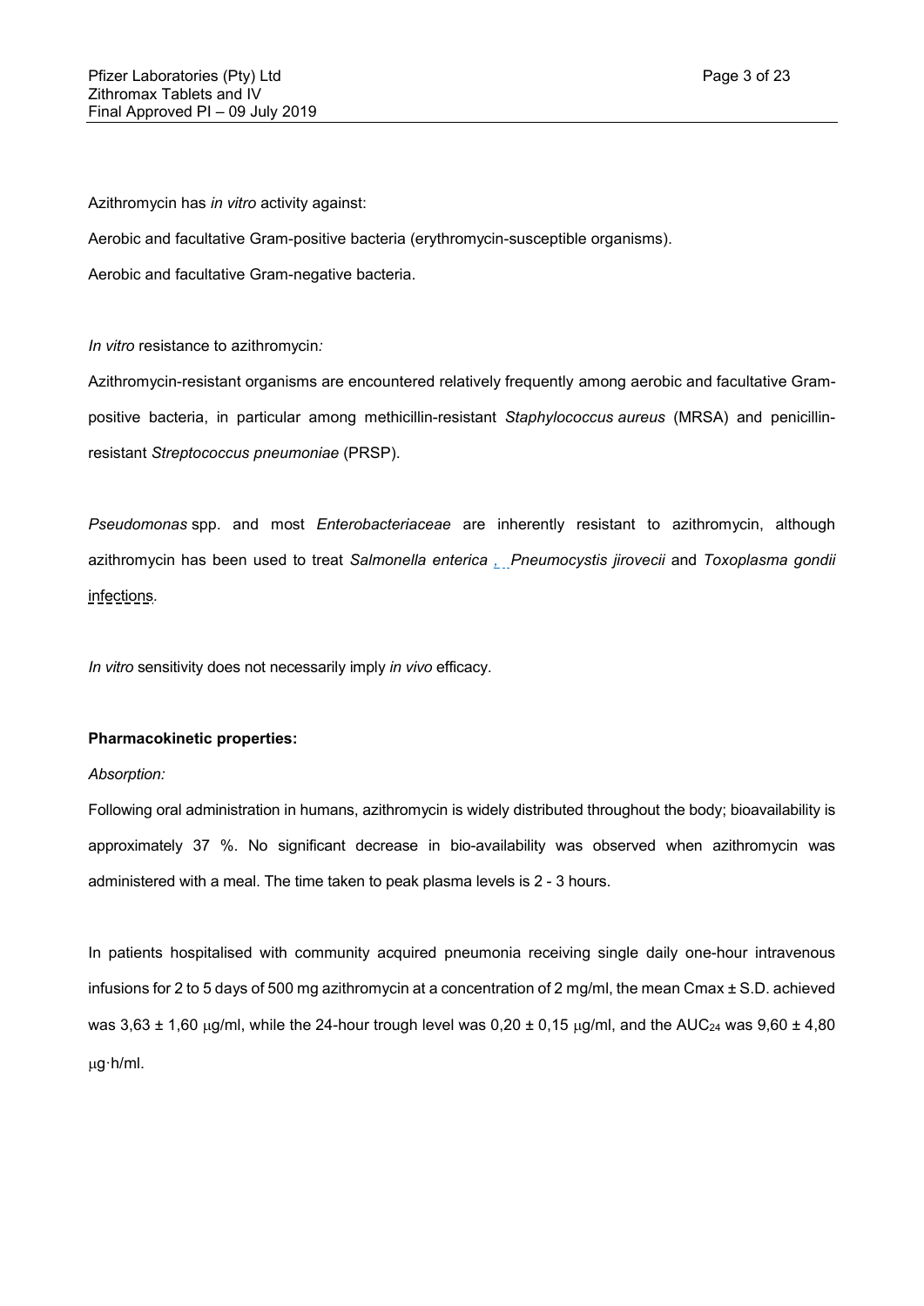Azithromycin has *in vitro* activity against:

Aerobic and facultative Gram-positive bacteria (erythromycin-susceptible organisms).

Aerobic and facultative Gram-negative bacteria.

*In vitro* resistance to azithromycin*:*

Azithromycin-resistant organisms are encountered relatively frequently among aerobic and facultative Gram-positive bacteria, in particular among methicillin-resistant *Staphylococcus aureus* (MRSA) and penicillin-resistant *Streptococcus pneumoniae* (PRSP).

*Pseudomonas* spp. and most *Enterobacteriaceae* are inherently resistant to azithromycin, although azithromycin has been used to treat *Salmonella enterica* , *Pneumocystis jirovecii* and *Toxoplasma gondii* infections.

*In vitro* sensitivity does not necessarily imply *in vivo* efficacy.

**Pharmacokinetic properties:**

*Absorption:*

Following oral administration in humans, azithromycin is widely distributed throughout the body; bioavailability is approximately 37 %. No significant decrease in bio-availability was observed when azithromycin was administered with a meal. The time taken to peak plasma levels is 2 - 3 hours.

In patients hospitalised with community acquired pneumonia receiving single daily one-hour intravenous infusions for 2 to 5 days of 500 mg azithromycin at a concentration of 2 mg/ml, the mean Cmax ± S.D. achieved was 3,63 ± 1,60 μg/ml, while the 24-hour trough level was 0,20 ± 0,15 μg/ml, and the $AUC_{24}$ was 9,60 ± 4,80 μg·h/ml.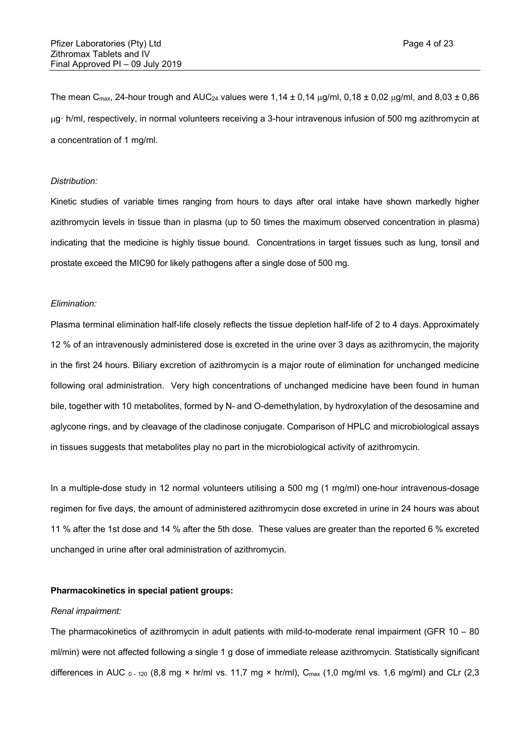The mean $C_{max}$, 24-hour trough and $AUC_{24}$ values were 1,14 ± 0,14 μg/ml, 0,18 ± 0,02 μg/ml, and 8,03 ± 0,86 μg· h/ml, respectively, in normal volunteers receiving a 3-hour intravenous infusion of 500 mg azithromycin at a concentration of 1 mg/ml.

*Distribution:*

Kinetic studies of variable times ranging from hours to days after oral intake have shown markedly higher azithromycin levels in tissue than in plasma (up to 50 times the maximum observed concentration in plasma) indicating that the medicine is highly tissue bound. Concentrations in target tissues such as lung, tonsil and prostate exceed the MIC90 for likely pathogens after a single dose of 500 mg.

*Elimination:*

Plasma terminal elimination half-life closely reflects the tissue depletion half-life of 2 to 4 days. Approximately 12 % of an intravenously administered dose is excreted in the urine over 3 days as azithromycin, the majority in the first 24 hours. Biliary excretion of azithromycin is a major route of elimination for unchanged medicine following oral administration. Very high concentrations of unchanged medicine have been found in human bile, together with 10 metabolites, formed by N- and O-demethylation, by hydroxylation of the desosamine and aglycone rings, and by cleavage of the cladinose conjugate. Comparison of HPLC and microbiological assays in tissues suggests that metabolites play no part in the microbiological activity of azithromycin.

In a multiple-dose study in 12 normal volunteers utilising a 500 mg (1 mg/ml) one-hour intravenous-dosage regimen for five days, the amount of administered azithromycin dose excreted in urine in 24 hours was about 11 % after the 1st dose and 14 % after the 5th dose. These values are greater than the reported 6 % excreted unchanged in urine after oral administration of azithromycin.

**Pharmacokinetics in special patient groups:**

*Renal impairment:*

The pharmacokinetics of azithromycin in adult patients with mild-to-moderate renal impairment (GFR 10 – 80 ml/min) were not affected following a single 1 g dose of immediate release azithromycin. Statistically significant differences in $AUC_{0-120}$ (8,8 mg × hr/ml vs. 11,7 mg × hr/ml), $C_{max}$ (1,0 mg/ml vs. 1,6 mg/ml) and CLr (2,3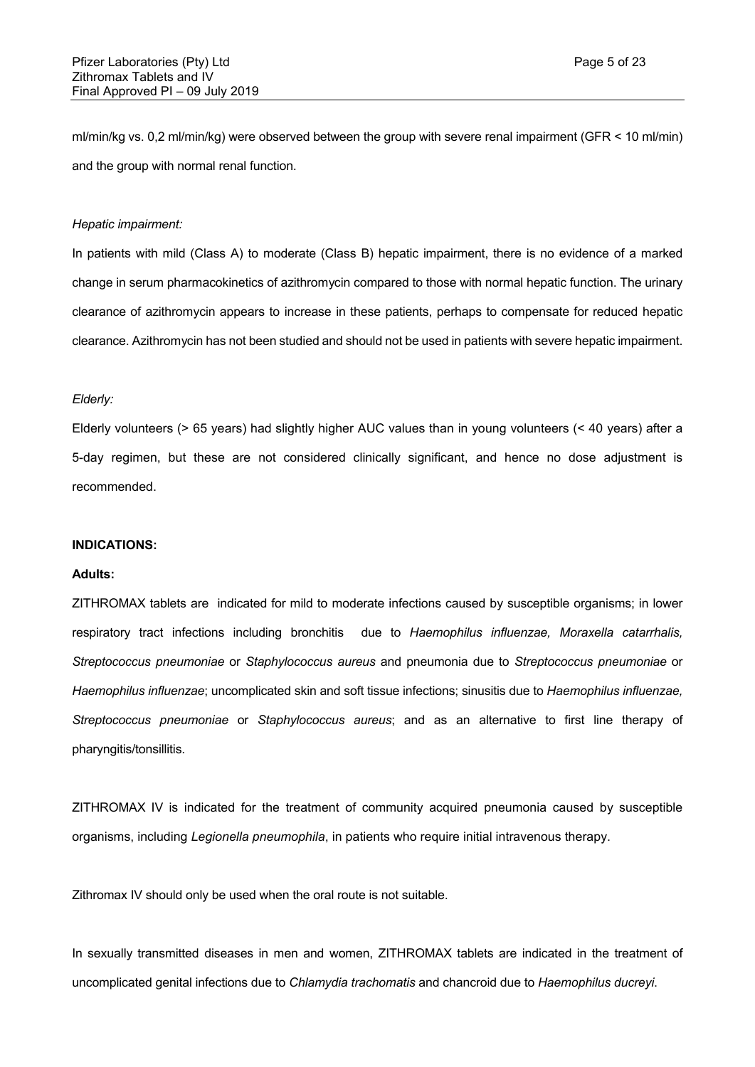ml/min/kg vs. 0,2 ml/min/kg) were observed between the group with severe renal impairment (GFR < 10 ml/min) and the group with normal renal function.

*Hepatic impairment:*

In patients with mild (Class A) to moderate (Class B) hepatic impairment, there is no evidence of a marked change in serum pharmacokinetics of azithromycin compared to those with normal hepatic function. The urinary clearance of azithromycin appears to increase in these patients, perhaps to compensate for reduced hepatic clearance. Azithromycin has not been studied and should not be used in patients with severe hepatic impairment.

*Elderly:*

Elderly volunteers (> 65 years) had slightly higher AUC values than in young volunteers (< 40 years) after a 5-day regimen, but these are not considered clinically significant, and hence no dose adjustment is recommended.

**INDICATIONS:**

**Adults:**

ZITHROMAX tablets are indicated for mild to moderate infections caused by susceptible organisms; in lower respiratory tract infections including bronchitis due to *Haemophilus influenzae, Moraxella catarrhalis, Streptococcus pneumoniae* or *Staphylococcus aureus* and pneumonia due to *Streptococcus pneumoniae* or *Haemophilus influenzae*; uncomplicated skin and soft tissue infections; sinusitis due to *Haemophilus influenzae, Streptococcus pneumoniae* or *Staphylococcus aureus*; and as an alternative to first line therapy of pharyngitis/tonsillitis.

ZITHROMAX IV is indicated for the treatment of community acquired pneumonia caused by susceptible organisms, including *Legionella pneumophila*, in patients who require initial intravenous therapy.

Zithromax IV should only be used when the oral route is not suitable.

In sexually transmitted diseases in men and women, ZITHROMAX tablets are indicated in the treatment of uncomplicated genital infections due to *Chlamydia trachomatis* and chancroid due to *Haemophilus ducreyi*.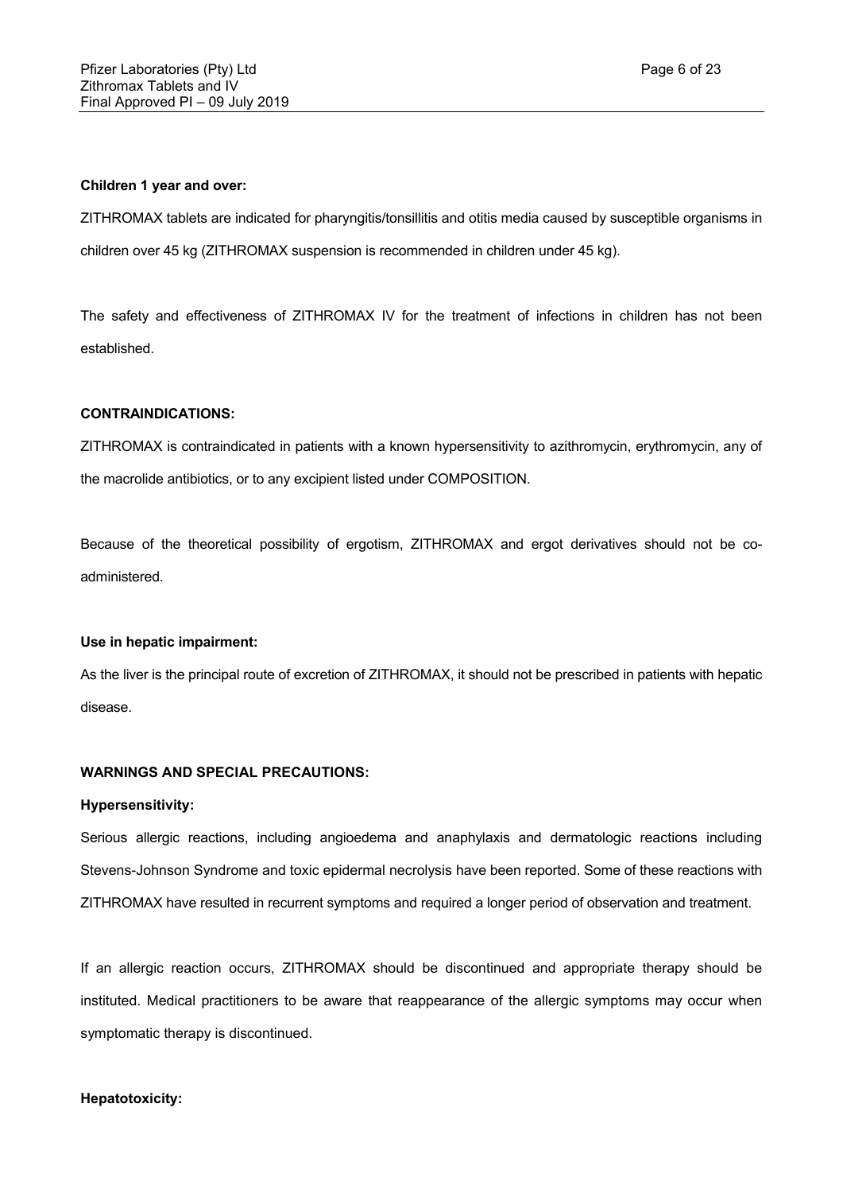**Children 1 year and over:**

ZITHROMAX tablets are indicated for pharyngitis/tonsillitis and otitis media caused by susceptible organisms in children over 45 kg (ZITHROMAX suspension is recommended in children under 45 kg).

The safety and effectiveness of ZITHROMAX IV for the treatment of infections in children has not been established.

**CONTRAINDICATIONS:**

ZITHROMAX is contraindicated in patients with a known hypersensitivity to azithromycin, erythromycin, any of the macrolide antibiotics, or to any excipient listed under COMPOSITION.

Because of the theoretical possibility of ergotism, ZITHROMAX and ergot derivatives should not be co-administered.

**Use in hepatic impairment:**

As the liver is the principal route of excretion of ZITHROMAX, it should not be prescribed in patients with hepatic disease.

**WARNINGS AND SPECIAL PRECAUTIONS:**

**Hypersensitivity:**

Serious allergic reactions, including angioedema and anaphylaxis and dermatologic reactions including Stevens-Johnson Syndrome and toxic epidermal necrolysis have been reported. Some of these reactions with ZITHROMAX have resulted in recurrent symptoms and required a longer period of observation and treatment.

If an allergic reaction occurs, ZITHROMAX should be discontinued and appropriate therapy should be instituted. Medical practitioners to be aware that reappearance of the allergic symptoms may occur when symptomatic therapy is discontinued.

**Hepatotoxicity:**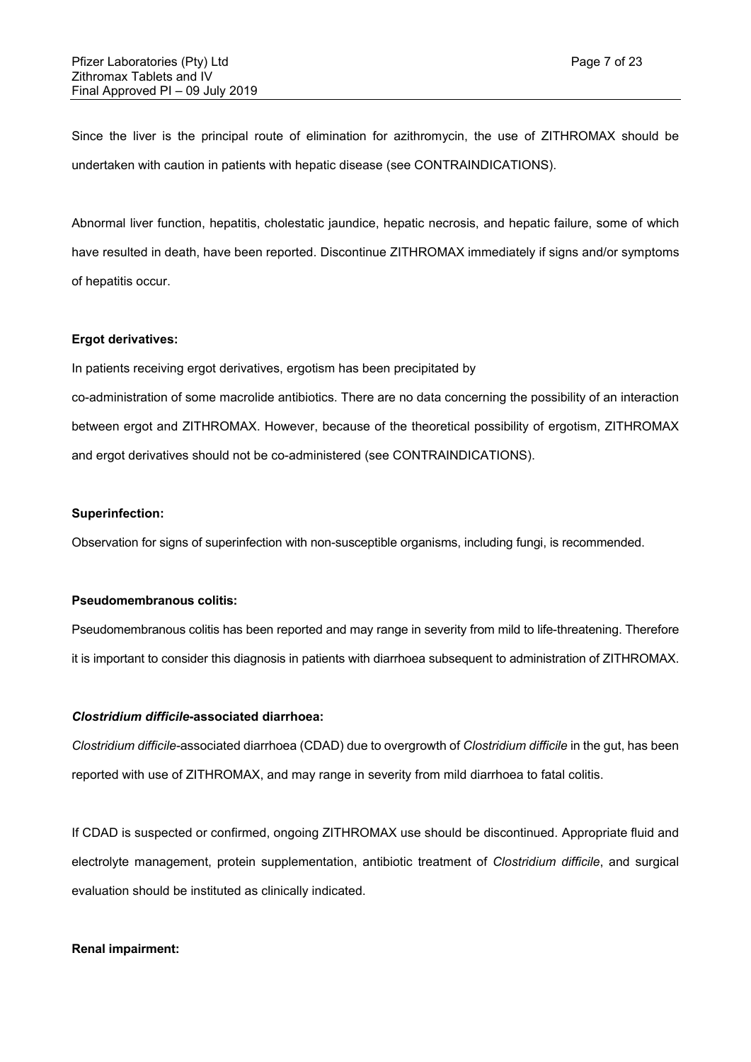Since the liver is the principal route of elimination for azithromycin, the use of ZITHROMAX should be undertaken with caution in patients with hepatic disease (see CONTRAINDICATIONS).

Abnormal liver function, hepatitis, cholestatic jaundice, hepatic necrosis, and hepatic failure, some of which have resulted in death, have been reported. Discontinue ZITHROMAX immediately if signs and/or symptoms of hepatitis occur.

**Ergot derivatives:**

In patients receiving ergot derivatives, ergotism has been precipitated by co-administration of some macrolide antibiotics. There are no data concerning the possibility of an interaction between ergot and ZITHROMAX. However, because of the theoretical possibility of ergotism, ZITHROMAX and ergot derivatives should not be co-administered (see CONTRAINDICATIONS).

**Superinfection:**

Observation for signs of superinfection with non-susceptible organisms, including fungi, is recommended.

**Pseudomembranous colitis:**

Pseudomembranous colitis has been reported and may range in severity from mild to life-threatening. Therefore it is important to consider this diagnosis in patients with diarrhoea subsequent to administration of ZITHROMAX.

***Clostridium difficile*-associated diarrhoea:**

*Clostridium difficile*-associated diarrhoea (CDAD) due to overgrowth of *Clostridium difficile* in the gut, has been reported with use of ZITHROMAX, and may range in severity from mild diarrhoea to fatal colitis.

If CDAD is suspected or confirmed, ongoing ZITHROMAX use should be discontinued. Appropriate fluid and electrolyte management, protein supplementation, antibiotic treatment of *Clostridium difficile*, and surgical evaluation should be instituted as clinically indicated.

**Renal impairment:**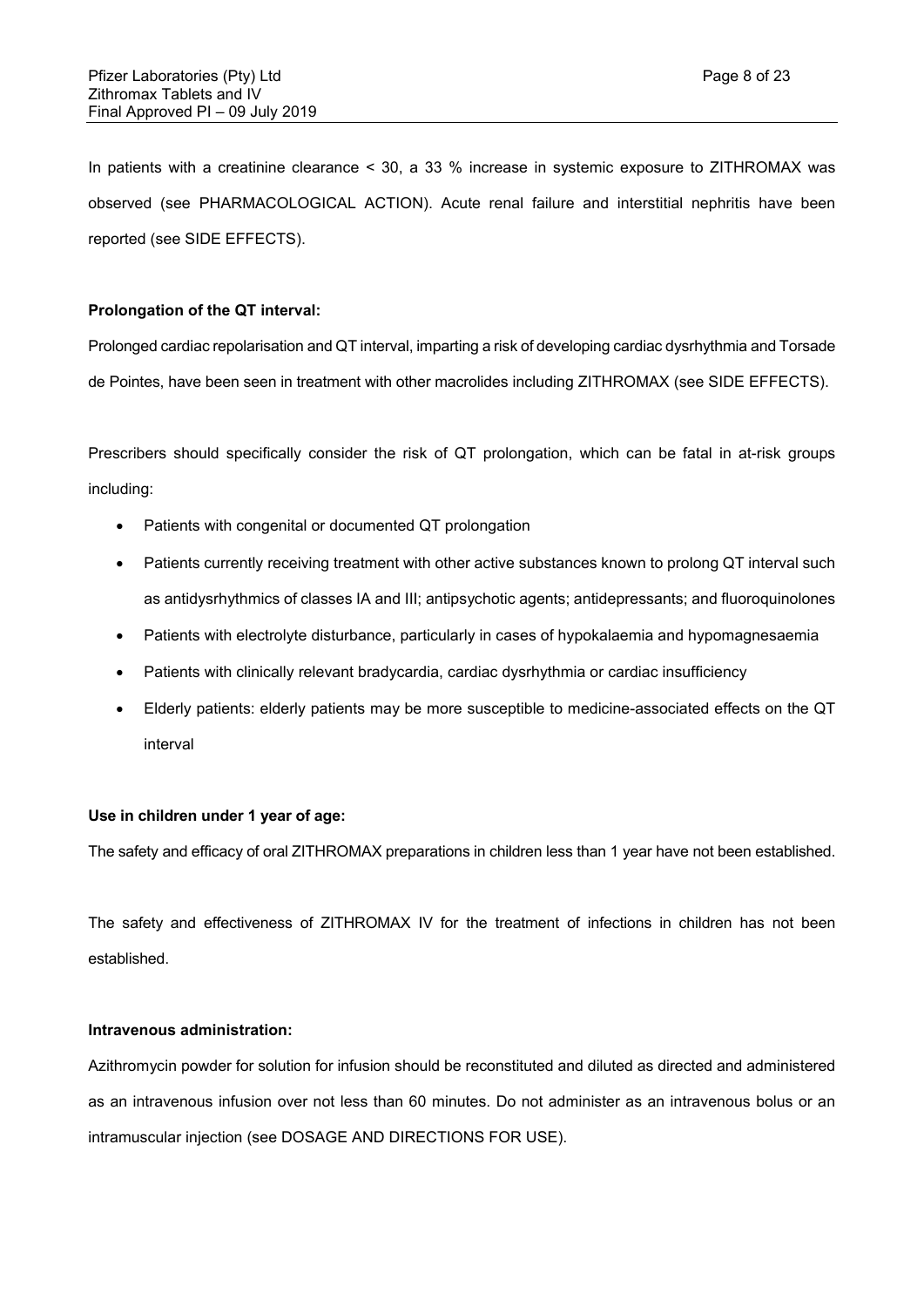In patients with a creatinine clearance < 30, a 33 % increase in systemic exposure to ZITHROMAX was observed (see PHARMACOLOGICAL ACTION). Acute renal failure and interstitial nephritis have been reported (see SIDE EFFECTS).

**Prolongation of the QT interval:**

Prolonged cardiac repolarisation and QT interval, imparting a risk of developing cardiac dysrhythmia and Torsade de Pointes, have been seen in treatment with other macrolides including ZITHROMAX (see SIDE EFFECTS).

Prescribers should specifically consider the risk of QT prolongation, which can be fatal in at-risk groups including:

- Patients with congenital or documented QT prolongation
- Patients currently receiving treatment with other active substances known to prolong QT interval such as antidysrhythmics of classes IA and III; antipsychotic agents; antidepressants; and fluoroquinolones
- Patients with electrolyte disturbance, particularly in cases of hypokalaemia and hypomagnesaemia
- Patients with clinically relevant bradycardia, cardiac dysrhythmia or cardiac insufficiency
- Elderly patients: elderly patients may be more susceptible to medicine-associated effects on the QT interval

**Use in children under 1 year of age:**

The safety and efficacy of oral ZITHROMAX preparations in children less than 1 year have not been established.

The safety and effectiveness of ZITHROMAX IV for the treatment of infections in children has not been established.

**Intravenous administration:**

Azithromycin powder for solution for infusion should be reconstituted and diluted as directed and administered as an intravenous infusion over not less than 60 minutes. Do not administer as an intravenous bolus or an intramuscular injection (see DOSAGE AND DIRECTIONS FOR USE).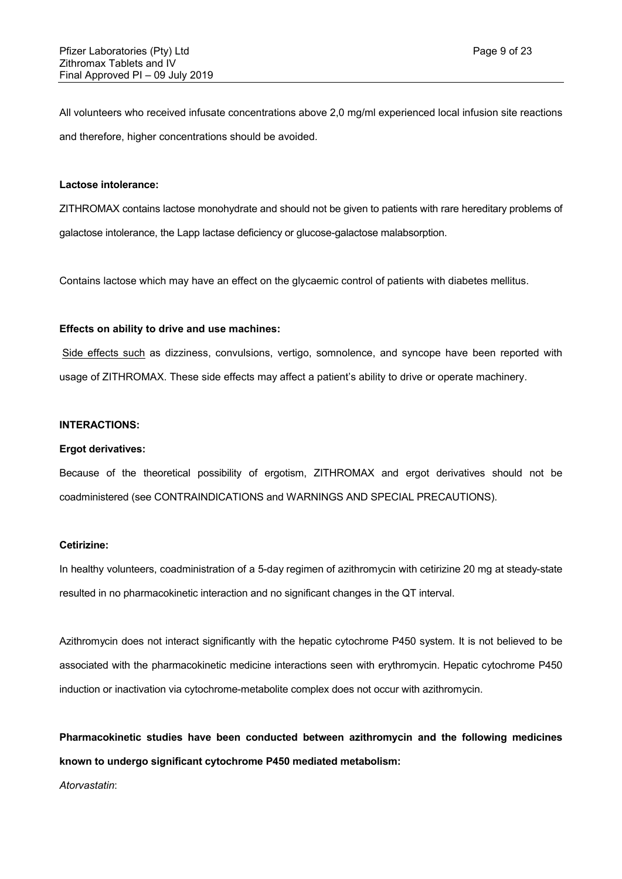All volunteers who received infusate concentrations above 2,0 mg/ml experienced local infusion site reactions and therefore, higher concentrations should be avoided.

**Lactose intolerance:**

ZITHROMAX contains lactose monohydrate and should not be given to patients with rare hereditary problems of galactose intolerance, the Lapp lactase deficiency or glucose-galactose malabsorption.

Contains lactose which may have an effect on the glycaemic control of patients with diabetes mellitus.

**Effects on ability to drive and use machines:**

Side effects such as dizziness, convulsions, vertigo, somnolence, and syncope have been reported with usage of ZITHROMAX. These side effects may affect a patient's ability to drive or operate machinery.

**INTERACTIONS:**

**Ergot derivatives:**

Because of the theoretical possibility of ergotism, ZITHROMAX and ergot derivatives should not be coadministered (see CONTRAINDICATIONS and WARNINGS AND SPECIAL PRECAUTIONS).

**Cetirizine:**

In healthy volunteers, coadministration of a 5-day regimen of azithromycin with cetirizine 20 mg at steady-state resulted in no pharmacokinetic interaction and no significant changes in the QT interval.

Azithromycin does not interact significantly with the hepatic cytochrome P450 system. It is not believed to be associated with the pharmacokinetic medicine interactions seen with erythromycin. Hepatic cytochrome P450 induction or inactivation via cytochrome-metabolite complex does not occur with azithromycin.

**Pharmacokinetic studies have been conducted between azithromycin and the following medicines known to undergo significant cytochrome P450 mediated metabolism:**

*Atorvastatin*: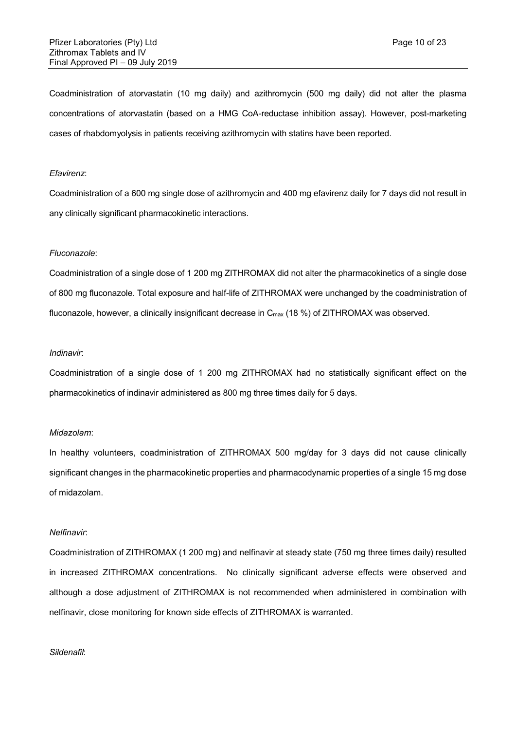Coadministration of atorvastatin (10 mg daily) and azithromycin (500 mg daily) did not alter the plasma concentrations of atorvastatin (based on a HMG CoA-reductase inhibition assay). However, post-marketing cases of rhabdomyolysis in patients receiving azithromycin with statins have been reported.

*Efavirenz*:

Coadministration of a 600 mg single dose of azithromycin and 400 mg efavirenz daily for 7 days did not result in any clinically significant pharmacokinetic interactions.

*Fluconazole*:

Coadministration of a single dose of 1 200 mg ZITHROMAX did not alter the pharmacokinetics of a single dose of 800 mg fluconazole. Total exposure and half-life of ZITHROMAX were unchanged by the coadministration of fluconazole, however, a clinically insignificant decrease in $C_{max}$ (18 %) of ZITHROMAX was observed.

*Indinavir*:

Coadministration of a single dose of 1 200 mg ZITHROMAX had no statistically significant effect on the pharmacokinetics of indinavir administered as 800 mg three times daily for 5 days.

*Midazolam*:

In healthy volunteers, coadministration of ZITHROMAX 500 mg/day for 3 days did not cause clinically significant changes in the pharmacokinetic properties and pharmacodynamic properties of a single 15 mg dose of midazolam.

*Nelfinavir*:

Coadministration of ZITHROMAX (1 200 mg) and nelfinavir at steady state (750 mg three times daily) resulted in increased ZITHROMAX concentrations. No clinically significant adverse effects were observed and although a dose adjustment of ZITHROMAX is not recommended when administered in combination with nelfinavir, close monitoring for known side effects of ZITHROMAX is warranted.

*Sildenafil*: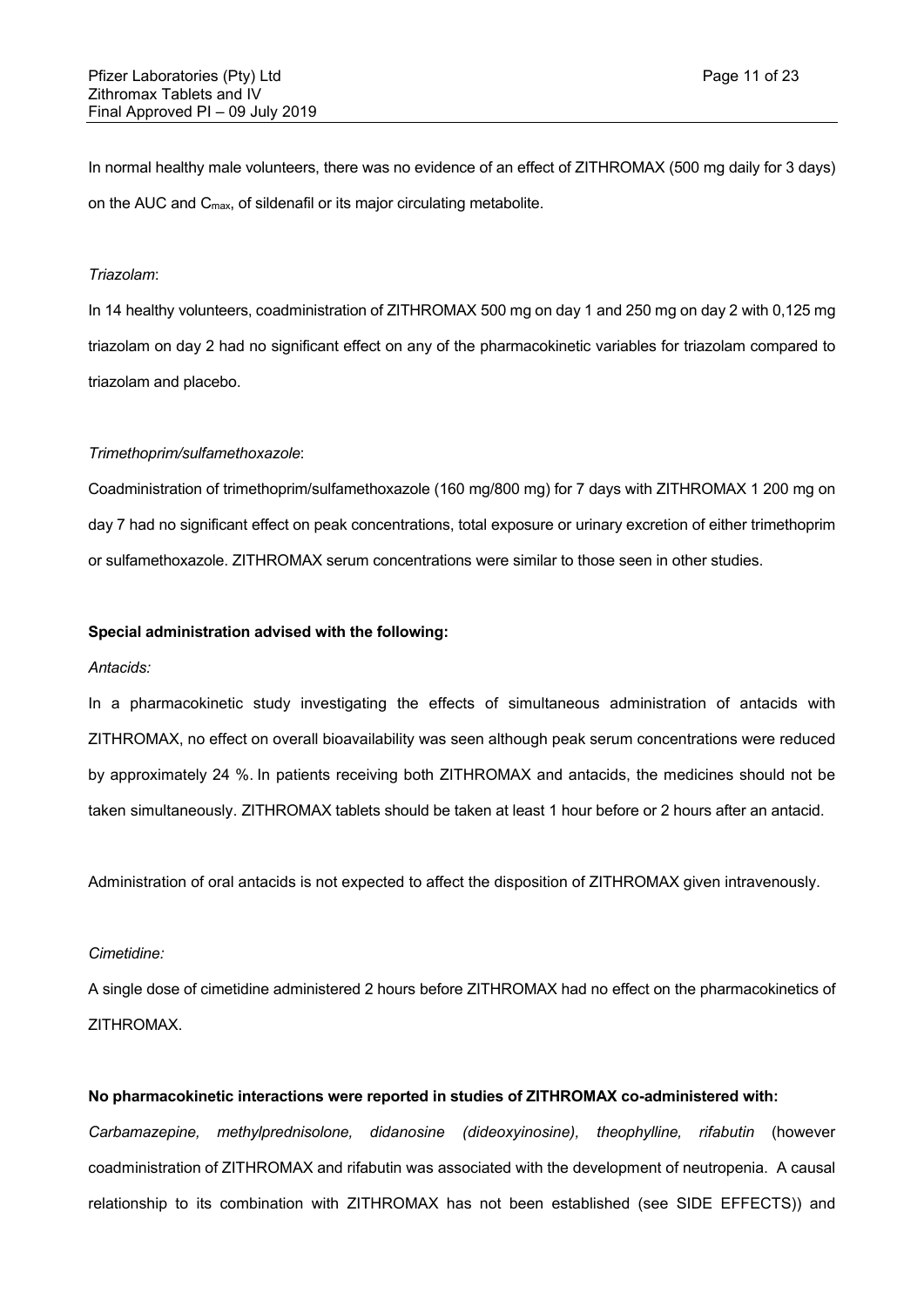In normal healthy male volunteers, there was no evidence of an effect of ZITHROMAX (500 mg daily for 3 days) on the AUC and $C_{max}$, of sildenafil or its major circulating metabolite.

*Triazolam*:

In 14 healthy volunteers, coadministration of ZITHROMAX 500 mg on day 1 and 250 mg on day 2 with 0,125 mg triazolam on day 2 had no significant effect on any of the pharmacokinetic variables for triazolam compared to triazolam and placebo.

*Trimethoprim/sulfamethoxazole*:

Coadministration of trimethoprim/sulfamethoxazole (160 mg/800 mg) for 7 days with ZITHROMAX 1 200 mg on day 7 had no significant effect on peak concentrations, total exposure or urinary excretion of either trimethoprim or sulfamethoxazole. ZITHROMAX serum concentrations were similar to those seen in other studies.

**Special administration advised with the following:**

*Antacids:*

In a pharmacokinetic study investigating the effects of simultaneous administration of antacids with ZITHROMAX, no effect on overall bioavailability was seen although peak serum concentrations were reduced by approximately 24 %. In patients receiving both ZITHROMAX and antacids, the medicines should not be taken simultaneously. ZITHROMAX tablets should be taken at least 1 hour before or 2 hours after an antacid.

Administration of oral antacids is not expected to affect the disposition of ZITHROMAX given intravenously.

*Cimetidine:*

A single dose of cimetidine administered 2 hours before ZITHROMAX had no effect on the pharmacokinetics of ZITHROMAX.

**No pharmacokinetic interactions were reported in studies of ZITHROMAX co-administered with:**

*Carbamazepine, methylprednisolone, didanosine (dideoxyinosine), theophylline, rifabutin* (however coadministration of ZITHROMAX and rifabutin was associated with the development of neutropenia. A causal relationship to its combination with ZITHROMAX has not been established (see SIDE EFFECTS)) and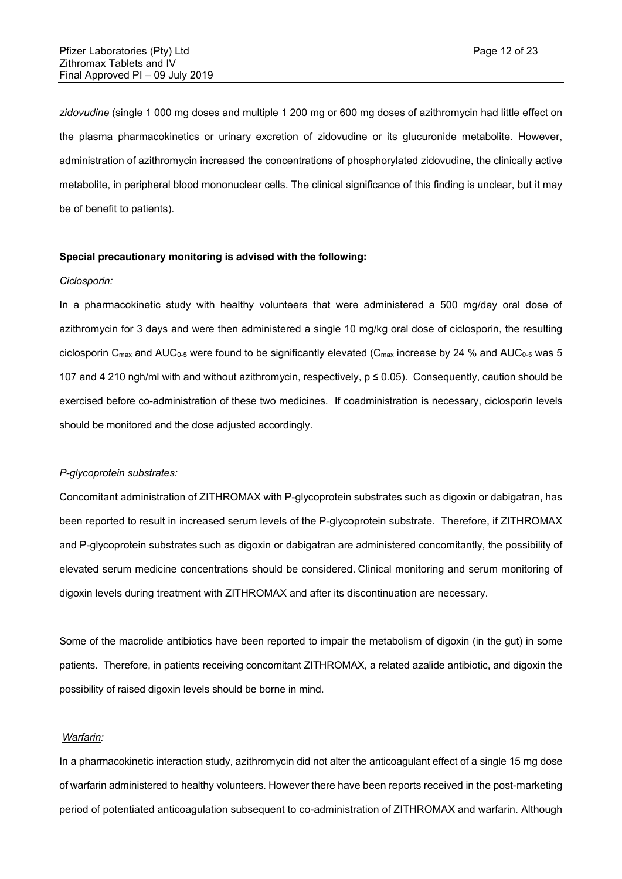*zidovudine* (single 1 000 mg doses and multiple 1 200 mg or 600 mg doses of azithromycin had little effect on the plasma pharmacokinetics or urinary excretion of zidovudine or its glucuronide metabolite. However, administration of azithromycin increased the concentrations of phosphorylated zidovudine, the clinically active metabolite, in peripheral blood mononuclear cells. The clinical significance of this finding is unclear, but it may be of benefit to patients).

**Special precautionary monitoring is advised with the following:**

*Ciclosporin:*

In a pharmacokinetic study with healthy volunteers that were administered a 500 mg/day oral dose of azithromycin for 3 days and were then administered a single 10 mg/kg oral dose of ciclosporin, the resulting ciclosporin $C_{max}$ and $AUC_{0-5}$ were found to be significantly elevated ($C_{max}$ increase by 24 % and $AUC_{0-5}$ was 5 107 and 4 210 ngh/ml with and without azithromycin, respectively, $p \leq 0.05$). Consequently, caution should be exercised before co-administration of these two medicines. If coadministration is necessary, ciclosporin levels should be monitored and the dose adjusted accordingly.

*P-glycoprotein substrates:*

Concomitant administration of ZITHROMAX with P-glycoprotein substrates such as digoxin or dabigatran, has been reported to result in increased serum levels of the P-glycoprotein substrate. Therefore, if ZITHROMAX and P-glycoprotein substrates such as digoxin or dabigatran are administered concomitantly, the possibility of elevated serum medicine concentrations should be considered. Clinical monitoring and serum monitoring of digoxin levels during treatment with ZITHROMAX and after its discontinuation are necessary.

Some of the macrolide antibiotics have been reported to impair the metabolism of digoxin (in the gut) in some patients. Therefore, in patients receiving concomitant ZITHROMAX, a related azalide antibiotic, and digoxin the possibility of raised digoxin levels should be borne in mind.

*Warfarin:*

In a pharmacokinetic interaction study, azithromycin did not alter the anticoagulant effect of a single 15 mg dose of warfarin administered to healthy volunteers. However there have been reports received in the post-marketing period of potentiated anticoagulation subsequent to co-administration of ZITHROMAX and warfarin. Although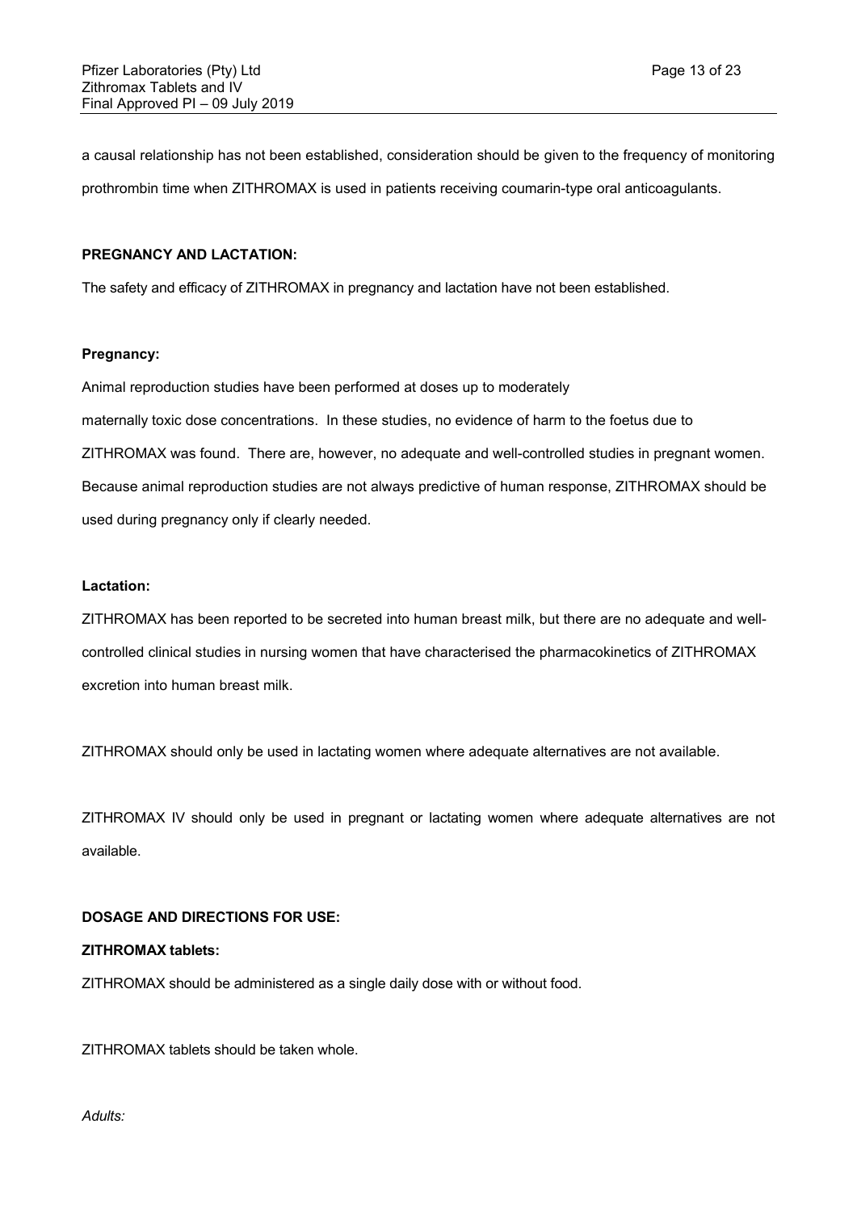a causal relationship has not been established, consideration should be given to the frequency of monitoring prothrombin time when ZITHROMAX is used in patients receiving coumarin-type oral anticoagulants.

**PREGNANCY AND LACTATION:**

The safety and efficacy of ZITHROMAX in pregnancy and lactation have not been established.

**Pregnancy:**

Animal reproduction studies have been performed at doses up to moderately maternally toxic dose concentrations. In these studies, no evidence of harm to the foetus due to ZITHROMAX was found. There are, however, no adequate and well-controlled studies in pregnant women. Because animal reproduction studies are not always predictive of human response, ZITHROMAX should be used during pregnancy only if clearly needed.

**Lactation:**

ZITHROMAX has been reported to be secreted into human breast milk, but there are no adequate and well-controlled clinical studies in nursing women that have characterised the pharmacokinetics of ZITHROMAX excretion into human breast milk.

ZITHROMAX should only be used in lactating women where adequate alternatives are not available.

ZITHROMAX IV should only be used in pregnant or lactating women where adequate alternatives are not available.

**DOSAGE AND DIRECTIONS FOR USE:**

**ZITHROMAX tablets:**

ZITHROMAX should be administered as a single daily dose with or without food.

ZITHROMAX tablets should be taken whole.

*Adults:*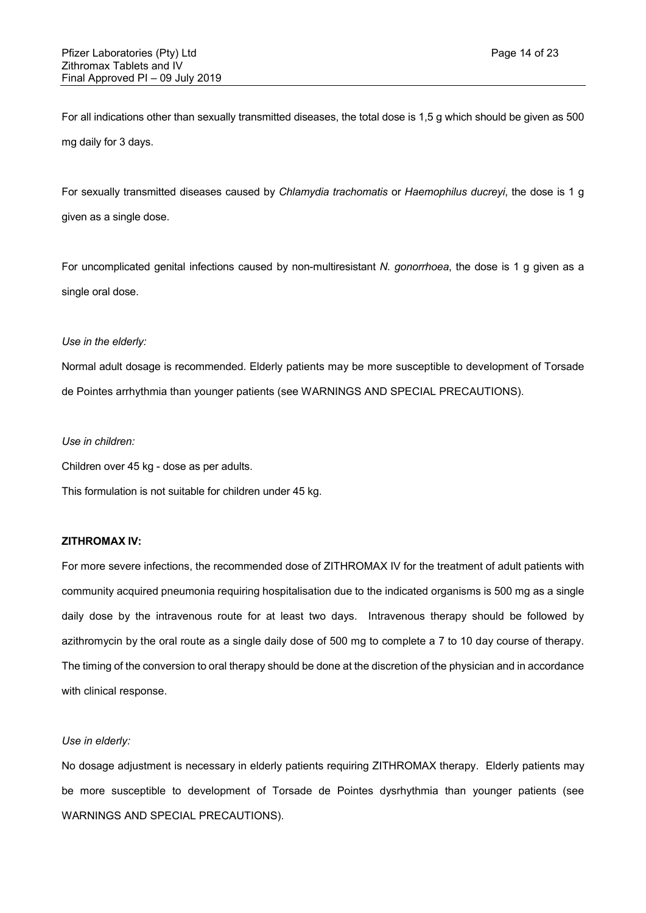For all indications other than sexually transmitted diseases, the total dose is 1,5 g which should be given as 500 mg daily for 3 days.

For sexually transmitted diseases caused by *Chlamydia trachomatis* or *Haemophilus ducreyi*, the dose is 1 g given as a single dose.

For uncomplicated genital infections caused by non-multiresistant *N. gonorrhoea*, the dose is 1 g given as a single oral dose.

*Use in the elderly:*

Normal adult dosage is recommended. Elderly patients may be more susceptible to development of Torsade de Pointes arrhythmia than younger patients (see WARNINGS AND SPECIAL PRECAUTIONS).

*Use in children:*

Children over 45 kg - dose as per adults.

This formulation is not suitable for children under 45 kg.

**ZITHROMAX IV:**

For more severe infections, the recommended dose of ZITHROMAX IV for the treatment of adult patients with community acquired pneumonia requiring hospitalisation due to the indicated organisms is 500 mg as a single daily dose by the intravenous route for at least two days. Intravenous therapy should be followed by azithromycin by the oral route as a single daily dose of 500 mg to complete a 7 to 10 day course of therapy. The timing of the conversion to oral therapy should be done at the discretion of the physician and in accordance with clinical response.

*Use in elderly:*

No dosage adjustment is necessary in elderly patients requiring ZITHROMAX therapy. Elderly patients may be more susceptible to development of Torsade de Pointes dysrhythmia than younger patients (see WARNINGS AND SPECIAL PRECAUTIONS).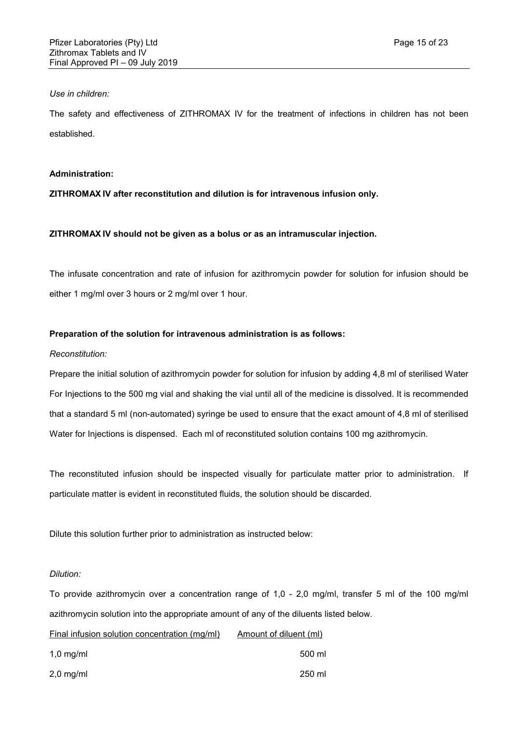*Use in children:*

The safety and effectiveness of ZITHROMAX IV for the treatment of infections in children has not been established.

**Administration:**

**ZITHROMAX IV after reconstitution and dilution is for intravenous infusion only.**

**ZITHROMAX IV should not be given as a bolus or as an intramuscular injection.**

The infusate concentration and rate of infusion for azithromycin powder for solution for infusion should be either 1 mg/ml over 3 hours or 2 mg/ml over 1 hour.

**Preparation of the solution for intravenous administration is as follows:**

*Reconstitution:*

Prepare the initial solution of azithromycin powder for solution for infusion by adding 4,8 ml of sterilised Water For Injections to the 500 mg vial and shaking the vial until all of the medicine is dissolved. It is recommended that a standard 5 ml (non-automated) syringe be used to ensure that the exact amount of 4,8 ml of sterilised Water for Injections is dispensed. Each ml of reconstituted solution contains 100 mg azithromycin.

The reconstituted infusion should be inspected visually for particulate matter prior to administration. If particulate matter is evident in reconstituted fluids, the solution should be discarded.

Dilute this solution further prior to administration as instructed below:

*Dilution:*

To provide azithromycin over a concentration range of 1,0 - 2,0 mg/ml, transfer 5 ml of the 100 mg/ml azithromycin solution into the appropriate amount of any of the diluents listed below.

| Final infusion solution concentration (mg/ml) | Amount of diluent (ml) |
| --- | --- |
| 1,0 mg/ml | 500 ml |
| 2,0 mg/ml | 250 ml |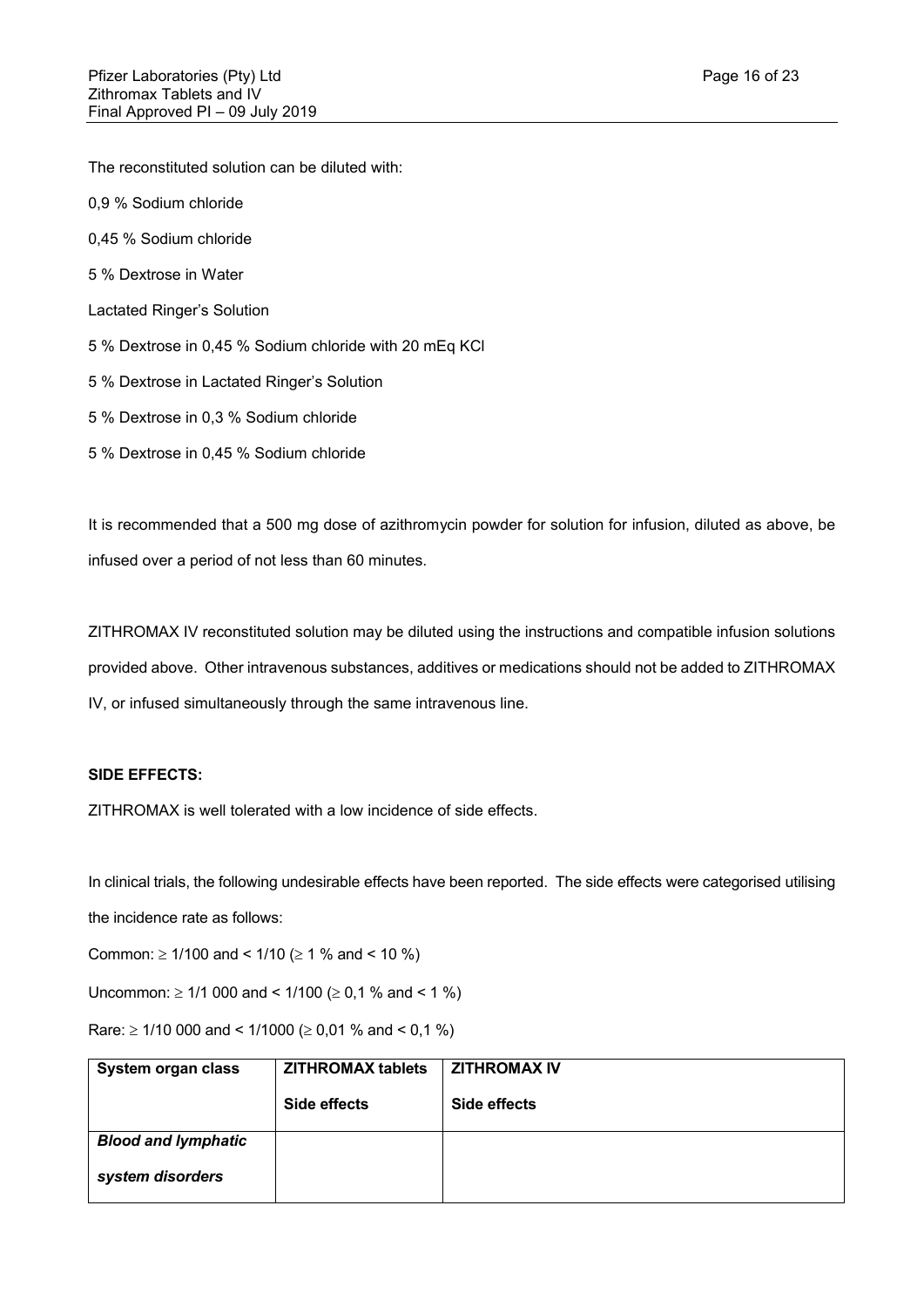The reconstituted solution can be diluted with:

0,9 % Sodium chloride

0,45 % Sodium chloride

5 % Dextrose in Water

Lactated Ringer's Solution

5 % Dextrose in 0,45 % Sodium chloride with 20 mEq KCl

5 % Dextrose in Lactated Ringer's Solution

5 % Dextrose in 0,3 % Sodium chloride

5 % Dextrose in 0,45 % Sodium chloride

It is recommended that a 500 mg dose of azithromycin powder for solution for infusion, diluted as above, be infused over a period of not less than 60 minutes.

ZITHROMAX IV reconstituted solution may be diluted using the instructions and compatible infusion solutions provided above. Other intravenous substances, additives or medications should not be added to ZITHROMAX IV, or infused simultaneously through the same intravenous line.

**SIDE EFFECTS:**

ZITHROMAX is well tolerated with a low incidence of side effects.

In clinical trials, the following undesirable effects have been reported. The side effects were categorised utilising the incidence rate as follows:

Common: ≥ 1/100 and < 1/10 (≥ 1 % and < 10 %)

Uncommon: ≥ 1/1 000 and < 1/100 (≥ 0,1 % and < 1 %)

Rare: ≥ 1/10 000 and < 1/1000 (≥ 0,01 % and < 0,1 %)

| System organ class | ZITHROMAX tablets Side effects | ZITHROMAX IV Side effects |
|---|---|---|
| ***Blood and lymphatic system disorders*** | | |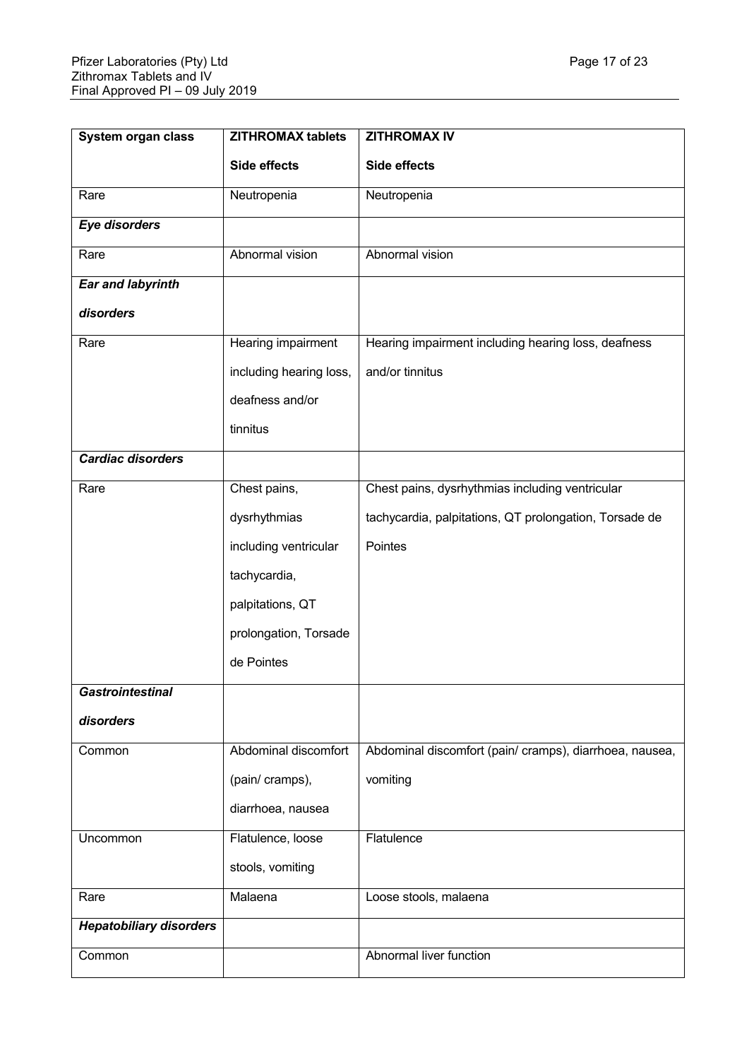| System organ class | ZITHROMAX tablets Side effects | ZITHROMAX IV Side effects |
|---|---|---|
| Rare | Neutropenia | Neutropenia |
| ***Eye disorders*** | | |
| Rare | Abnormal vision | Abnormal vision |
| ***Ear and labyrinth disorders*** | | |
| Rare | Hearing impairment including hearing loss, deafness and/or tinnitus | Hearing impairment including hearing loss, deafness and/or tinnitus |
| ***Cardiac disorders*** | | |
| Rare | Chest pains, dysrhythmias including ventricular tachycardia, palpitations, QT prolongation, Torsade de Pointes | Chest pains, dysrhythmias including ventricular tachycardia, palpitations, QT prolongation, Torsade de Pointes |
| ***Gastrointestinal disorders*** | | |
| Common | Abdominal discomfort (pain/ cramps), diarrhoea, nausea | Abdominal discomfort (pain/ cramps), diarrhoea, nausea, vomiting |
| Uncommon | Flatulence, loose stools, vomiting | Flatulence |
| Rare | Malaena | Loose stools, malaena |
| ***Hepatobiliary disorders*** | | |
| Common | | Abnormal liver function |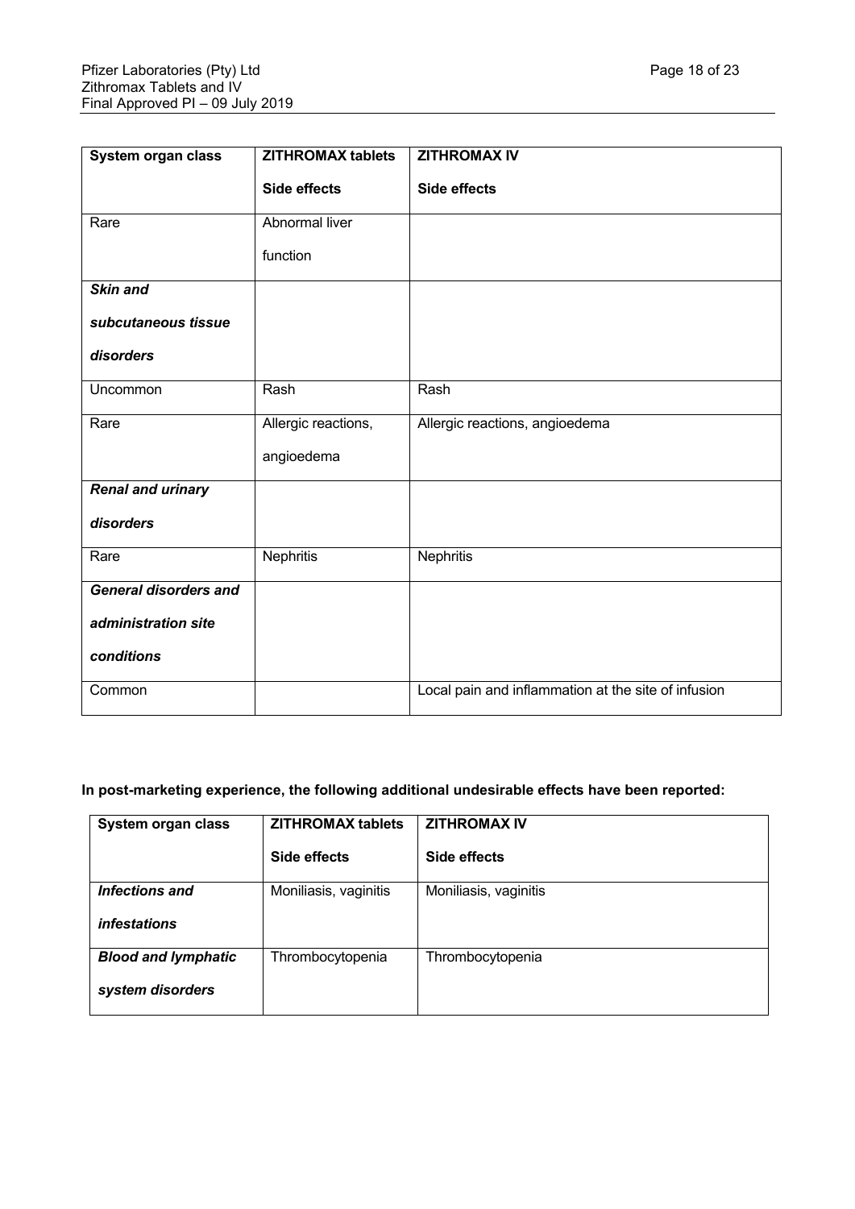| System organ class | ZITHROMAX tablets<br>Side effects | ZITHROMAX IV<br>Side effects |
|---|---|---|
| Rare | Abnormal liver function | |
| ***Skin and subcutaneous tissue disorders*** | | |
| Uncommon | Rash | Rash |
| Rare | Allergic reactions, angioedema | Allergic reactions, angioedema |
| ***Renal and urinary disorders*** | | |
| Rare | Nephritis | Nephritis |
| ***General disorders and administration site conditions*** | | |
| Common | | Local pain and inflammation at the site of infusion |

**In post-marketing experience, the following additional undesirable effects have been reported:**

| System organ class | ZITHROMAX tablets<br>Side effects | ZITHROMAX IV<br>Side effects |
|---|---|---|
| ***Infections and infestations*** | Moniliasis, vaginitis | Moniliasis, vaginitis |
| ***Blood and lymphatic system disorders*** | Thrombocytopenia | Thrombocytopenia |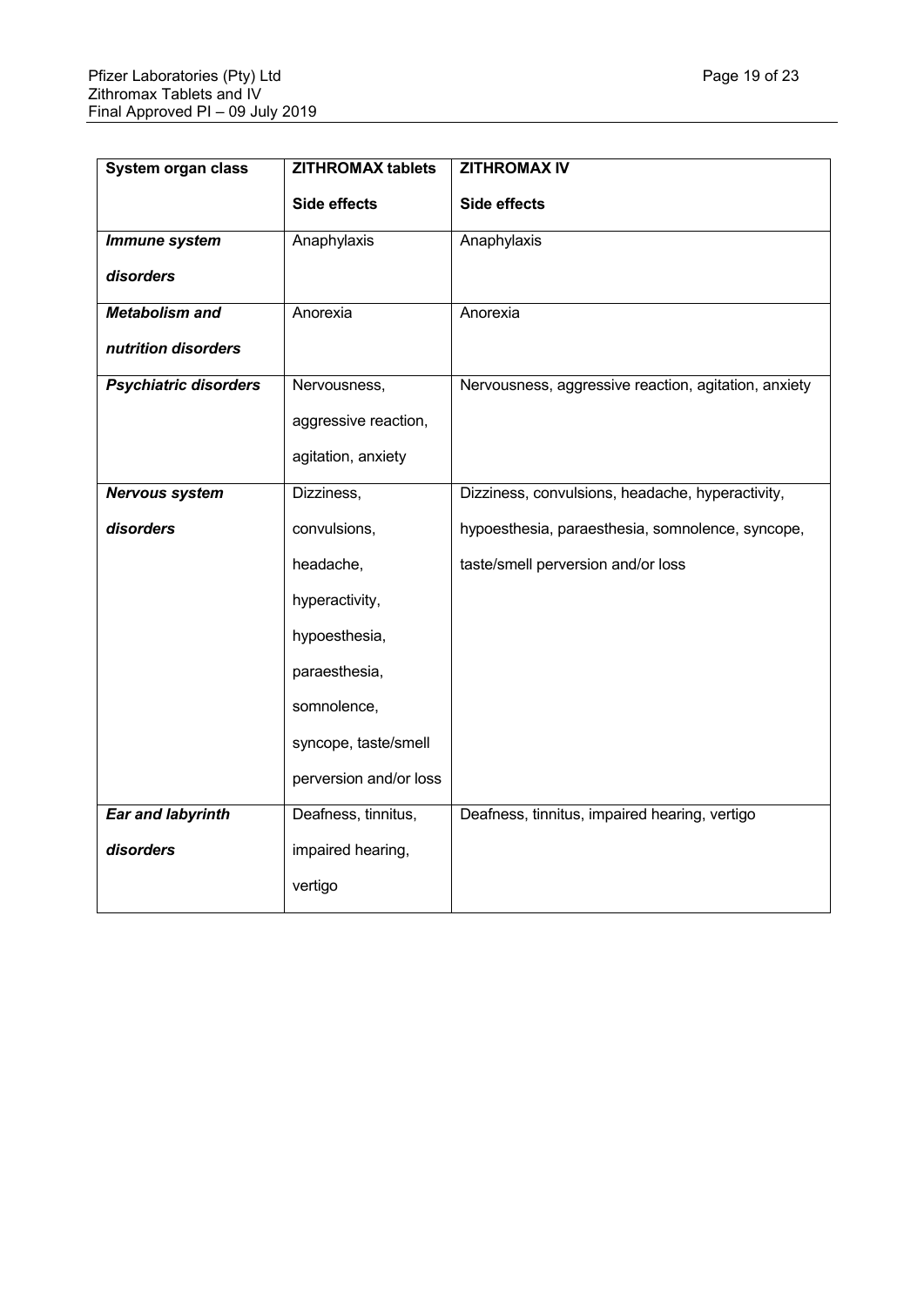| System organ class | ZITHROMAX tablets Side effects | ZITHROMAX IV Side effects |
|---|---|---|
| ***Immune system disorders*** | Anaphylaxis | Anaphylaxis |
| ***Metabolism and nutrition disorders*** | Anorexia | Anorexia |
| ***Psychiatric disorders*** | Nervousness, aggressive reaction, agitation, anxiety | Nervousness, aggressive reaction, agitation, anxiety |
| ***Nervous system disorders*** | Dizziness, convulsions, headache, hyperactivity, hypoesthesia, paraesthesia, somnolence, syncope, taste/smell perversion and/or loss | Dizziness, convulsions, headache, hyperactivity, hypoesthesia, paraesthesia, somnolence, syncope, taste/smell perversion and/or loss |
| ***Ear and labyrinth disorders*** | Deafness, tinnitus, impaired hearing, vertigo | Deafness, tinnitus, impaired hearing, vertigo |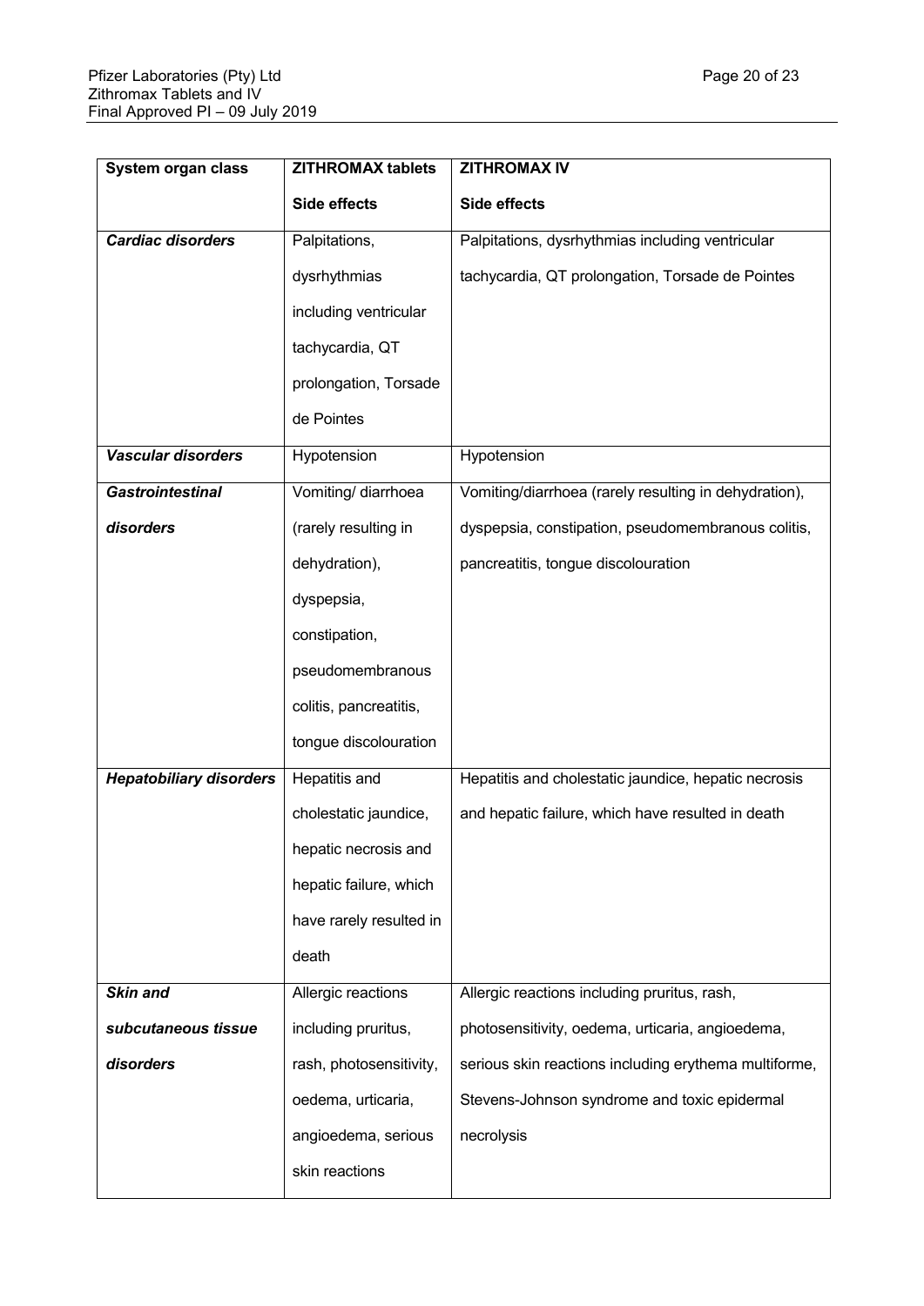| System organ class | ZITHROMAX tablets Side effects | ZITHROMAX IV Side effects |
| --- | --- | --- |
| ***Cardiac disorders*** | Palpitations, dysrhythmias including ventricular tachycardia, QT prolongation, Torsade de Pointes | Palpitations, dysrhythmias including ventricular tachycardia, QT prolongation, Torsade de Pointes |
| ***Vascular disorders*** | Hypotension | Hypotension |
| ***Gastrointestinal disorders*** | Vomiting/ diarrhoea (rarely resulting in dehydration), dyspepsia, constipation, pseudomembranous colitis, pancreatitis, tongue discolouration | Vomiting/diarrhoea (rarely resulting in dehydration), dyspepsia, constipation, pseudomembranous colitis, pancreatitis, tongue discolouration |
| ***Hepatobiliary disorders*** | Hepatitis and cholestatic jaundice, hepatic necrosis and hepatic failure, which have rarely resulted in death | Hepatitis and cholestatic jaundice, hepatic necrosis and hepatic failure, which have resulted in death |
| ***Skin and subcutaneous tissue disorders*** | Allergic reactions including pruritus, rash, photosensitivity, oedema, urticaria, angioedema, serious skin reactions | Allergic reactions including pruritus, rash, photosensitivity, oedema, urticaria, angioedema, serious skin reactions including erythema multiforme, Stevens-Johnson syndrome and toxic epidermal necrolysis |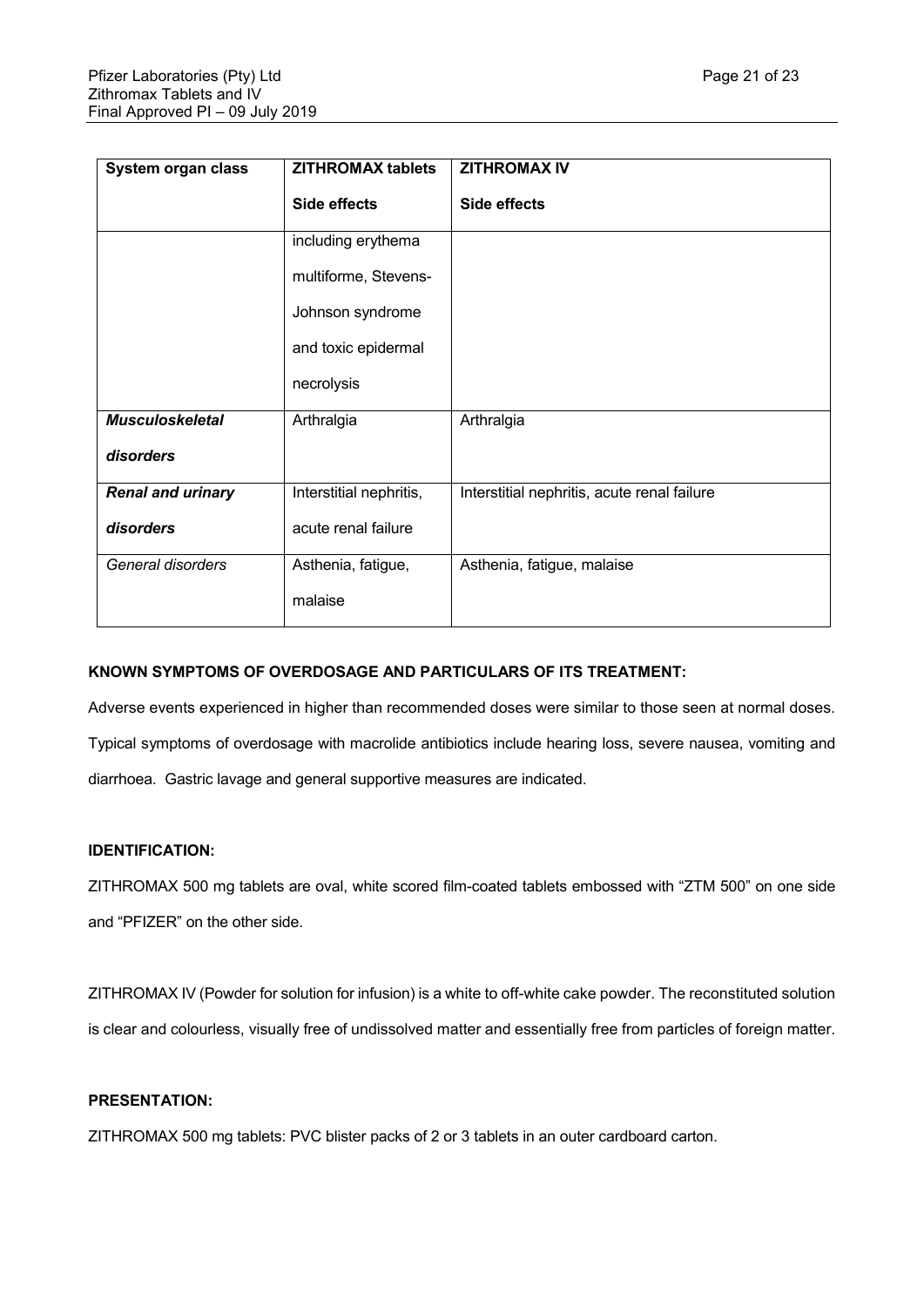| System organ class | ZITHROMAX tablets Side effects | ZITHROMAX IV Side effects |
|---|---|---|
| | including erythema multiforme, Stevens-Johnson syndrome and toxic epidermal necrolysis | |
| ***Musculoskeletal disorders*** | Arthralgia | Arthralgia |
| ***Renal and urinary disorders*** | Interstitial nephritis, acute renal failure | Interstitial nephritis, acute renal failure |
| *General disorders* | Asthenia, fatigue, malaise | Asthenia, fatigue, malaise |

**KNOWN SYMPTOMS OF OVERDOSAGE AND PARTICULARS OF ITS TREATMENT:**

Adverse events experienced in higher than recommended doses were similar to those seen at normal doses. Typical symptoms of overdosage with macrolide antibiotics include hearing loss, severe nausea, vomiting and diarrhoea. Gastric lavage and general supportive measures are indicated.

**IDENTIFICATION:**

ZITHROMAX 500 mg tablets are oval, white scored film-coated tablets embossed with "ZTM 500" on one side and "PFIZER" on the other side.

ZITHROMAX IV (Powder for solution for infusion) is a white to off-white cake powder. The reconstituted solution is clear and colourless, visually free of undissolved matter and essentially free from particles of foreign matter.

**PRESENTATION:**

ZITHROMAX 500 mg tablets: PVC blister packs of 2 or 3 tablets in an outer cardboard carton.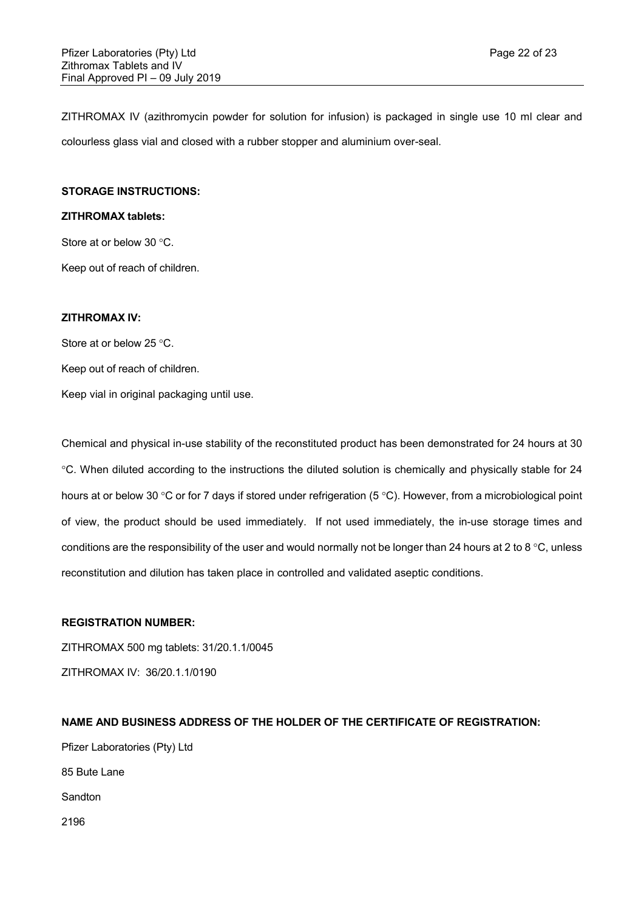ZITHROMAX IV (azithromycin powder for solution for infusion) is packaged in single use 10 ml clear and colourless glass vial and closed with a rubber stopper and aluminium over-seal.

**STORAGE INSTRUCTIONS:**

**ZITHROMAX tablets:**

Store at or below 30 °C.

Keep out of reach of children.

**ZITHROMAX IV:**

Store at or below 25 °C.

Keep out of reach of children.

Keep vial in original packaging until use.

Chemical and physical in-use stability of the reconstituted product has been demonstrated for 24 hours at 30 °C. When diluted according to the instructions the diluted solution is chemically and physically stable for 24 hours at or below 30 °C or for 7 days if stored under refrigeration (5 °C). However, from a microbiological point of view, the product should be used immediately. If not used immediately, the in-use storage times and conditions are the responsibility of the user and would normally not be longer than 24 hours at 2 to 8 °C, unless reconstitution and dilution has taken place in controlled and validated aseptic conditions.

**REGISTRATION NUMBER:**

ZITHROMAX 500 mg tablets: 31/20.1.1/0045

ZITHROMAX IV: 36/20.1.1/0190

**NAME AND BUSINESS ADDRESS OF THE HOLDER OF THE CERTIFICATE OF REGISTRATION:**

Pfizer Laboratories (Pty) Ltd

85 Bute Lane

Sandton

2196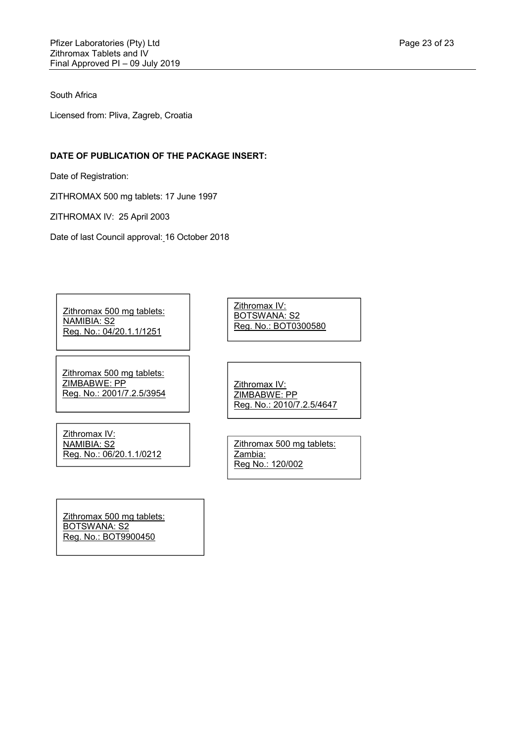South Africa

Licensed from: Pliva, Zagreb, Croatia

**DATE OF PUBLICATION OF THE PACKAGE INSERT:**

Date of Registration:

ZITHROMAX 500 mg tablets: 17 June 1997

ZITHROMAX IV: 25 April 2003

Date of last Council approval: 16 October 2018

Zithromax 500 mg tablets:
NAMIBIA: S2
Reg. No.: 04/20.1.1/1251

Zithromax IV:
BOTSWANA: S2
Reg. No.: BOT0300580

Zithromax 500 mg tablets:
ZIMBABWE: PP
Reg. No.: 2001/7.2.5/3954

Zithromax IV:
ZIMBABWE: PP
Reg. No.: 2010/7.2.5/4647

Zithromax IV:
NAMIBIA: S2
Reg. No.: 06/20.1.1/0212

Zithromax 500 mg tablets:
Zambia:
Reg No.: 120/002

Zithromax 500 mg tablets:
BOTSWANA: S2
Reg. No.: BOT9900450